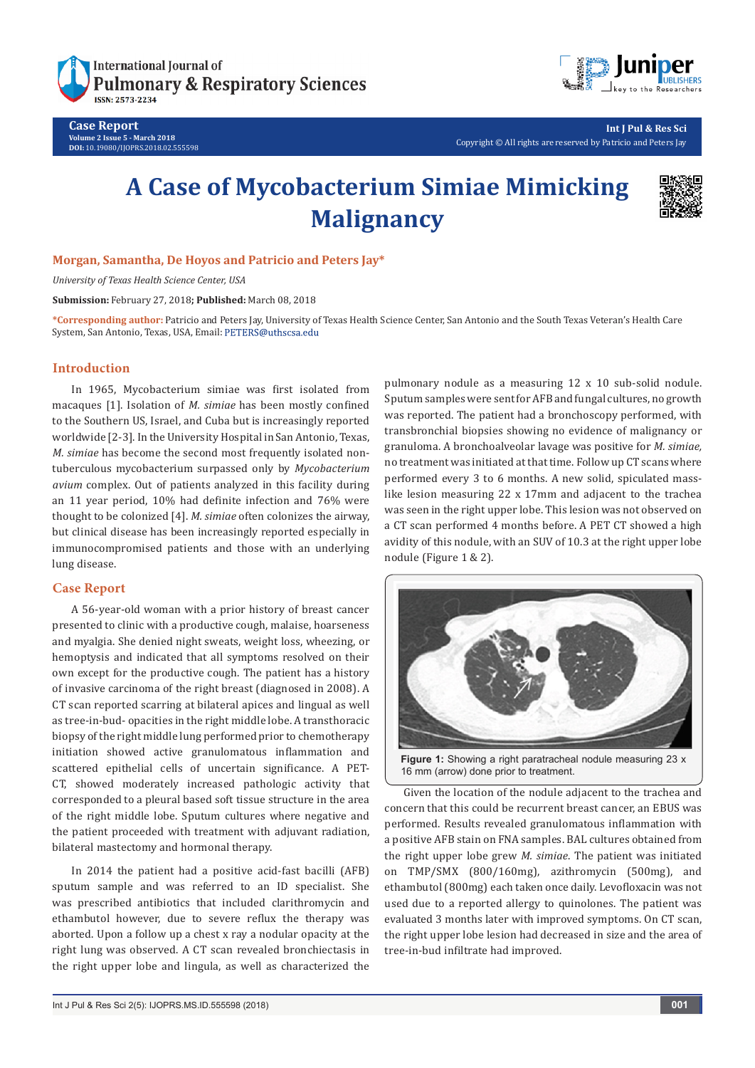# A Case of Mycobacterium Simiae Mimicking Malignancy

**Morgan, Samantha, De Hoyos and Patricio and Peters Jay***

*University of Texas Health Science Center, USA*

**Submission:** February 27, 2018**; Published:** March 08, 2018

**\*Corresponding author:** Patricio and Peters Jay, University of Texas Health Science Center, San Antonio and the South Texas Veteran's Health Care System, San Antonio, Texas, USA, Email: PETERS@uthscsa.edu

## Introduction

In 1965, Mycobacterium simiae was first isolated from macaques [1]. Isolation of *M. simiae* has been mostly confined to the Southern US, Israel, and Cuba but is increasingly reported worldwide [2-3]. In the University Hospital in San Antonio, Texas, *M. simiae* has become the second most frequently isolated non-tuberculous mycobacterium surpassed only by *Mycobacterium avium* complex. Out of patients analyzed in this facility during an 11 year period, 10% had definite infection and 76% were thought to be colonized [4]. *M. simiae* often colonizes the airway, but clinical disease has been increasingly reported especially in immunocompromised patients and those with an underlying lung disease.

## Case Report

A 56-year-old woman with a prior history of breast cancer presented to clinic with a productive cough, malaise, hoarseness and myalgia. She denied night sweats, weight loss, wheezing, or hemoptysis and indicated that all symptoms resolved on their own except for the productive cough. The patient has a history of invasive carcinoma of the right breast (diagnosed in 2008). A CT scan reported scarring at bilateral apices and lingual as well as tree-in-bud- opacities in the right middle lobe. A transthoracic biopsy of the right middle lung performed prior to chemotherapy initiation showed active granulomatous inflammation and scattered epithelial cells of uncertain significance. A PET-CT, showed moderately increased pathologic activity that corresponded to a pleural based soft tissue structure in the area of the right middle lobe. Sputum cultures where negative and the patient proceeded with treatment with adjuvant radiation, bilateral mastectomy and hormonal therapy.

In 2014 the patient had a positive acid-fast bacilli (AFB) sputum sample and was referred to an ID specialist. She was prescribed antibiotics that included clarithromycin and ethambutol however, due to severe reflux the therapy was aborted. Upon a follow up a chest x ray a nodular opacity at the right lung was observed. A CT scan revealed bronchiectasis in the right upper lobe and lingula, as well as characterized the pulmonary nodule as a measuring 12 x 10 sub-solid nodule. Sputum samples were sent for AFB and fungal cultures, no growth was reported. The patient had a bronchoscopy performed, with transbronchial biopsies showing no evidence of malignancy or granuloma. A bronchoalveolar lavage was positive for *M. simiae,* no treatment was initiated at that time. Follow up CT scans where performed every 3 to 6 months. A new solid, spiculated mass-like lesion measuring 22 x 17mm and adjacent to the trachea was seen in the right upper lobe. This lesion was not observed on a CT scan performed 4 months before. A PET CT showed a high avidity of this nodule, with an SUV of 10.3 at the right upper lobe nodule (Figure 1 & 2).

**Figure 1:** Showing a right paratracheal nodule measuring 23 x 16 mm (arrow) done prior to treatment.

Given the location of the nodule adjacent to the trachea and concern that this could be recurrent breast cancer, an EBUS was performed. Results revealed granulomatous inflammation with a positive AFB stain on FNA samples. BAL cultures obtained from the right upper lobe grew *M. simiae.* The patient was initiated on TMP/SMX (800/160mg), azithromycin (500mg), and ethambutol (800mg) each taken once daily. Levofloxacin was not used due to a reported allergy to quinolones. The patient was evaluated 3 months later with improved symptoms. On CT scan, the right upper lobe lesion had decreased in size and the area of tree-in-bud infiltrate had improved.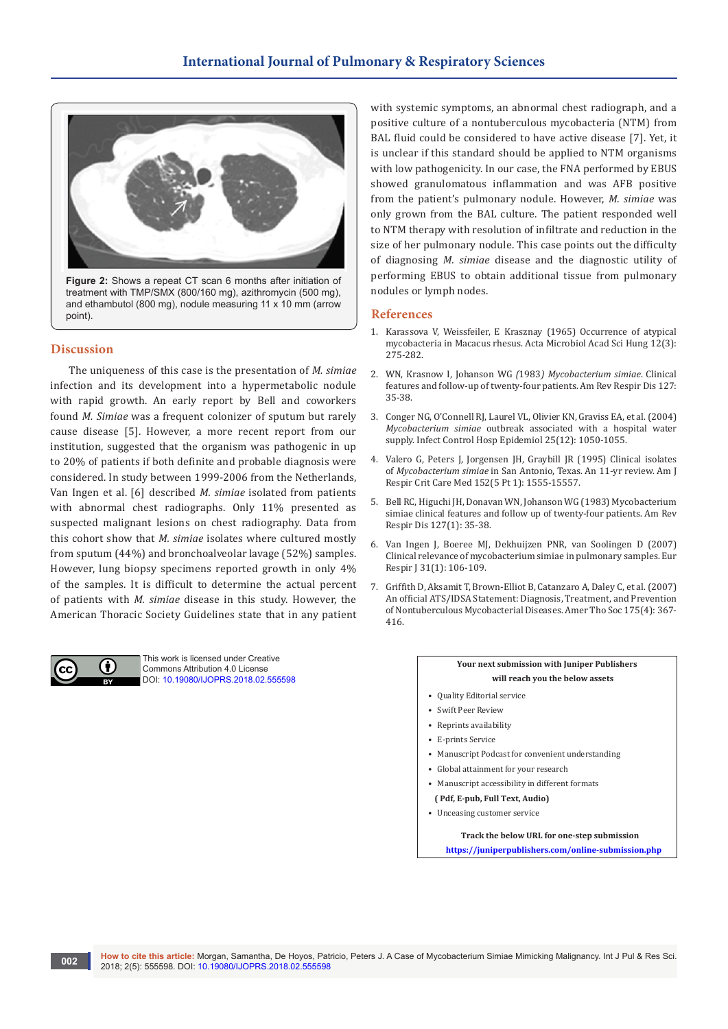**Figure 2:** Shows a repeat CT scan 6 months after initiation of treatment with TMP/SMX (800/160 mg), azithromycin (500 mg), and ethambutol (800 mg), nodule measuring 11 x 10 mm (arrow point).

## Discussion

The uniqueness of this case is the presentation of *M. simiae* infection and its development into a hypermetabolic nodule with rapid growth. An early report by Bell and coworkers found *M. Simiae* was a frequent colonizer of sputum but rarely cause disease [5]. However, a more recent report from our institution, suggested that the organism was pathogenic in up to 20% of patients if both definite and probable diagnosis were considered. In study between 1999-2006 from the Netherlands, Van Ingen et al. [6] described *M. simiae* isolated from patients with abnormal chest radiographs. Only 11% presented as suspected malignant lesions on chest radiography. Data from this cohort show that *M. simiae* isolates where cultured mostly from sputum (44%) and bronchoalveolar lavage (52%) samples. However, lung biopsy specimens reported growth in only 4% of the samples. It is difficult to determine the actual percent of patients with *M. simiae* disease in this study. However, the American Thoracic Society Guidelines state that in any patient with systemic symptoms, an abnormal chest radiograph, and a positive culture of a nontuberculous mycobacteria (NTM) from BAL fluid could be considered to have active disease [7]. Yet, it is unclear if this standard should be applied to NTM organisms with low pathogenicity. In our case, the FNA performed by EBUS showed granulomatous inflammation and was AFB positive from the patient's pulmonary nodule. However, *M. simiae* was only grown from the BAL culture. The patient responded well to NTM therapy with resolution of infiltrate and reduction in the size of her pulmonary nodule. This case points out the difficulty of diagnosing *M. simiae* disease and the diagnostic utility of performing EBUS to obtain additional tissue from pulmonary nodules or lymph nodes.

## References

1. Karasova V, Weissfeiler, E Krasznay (1965) Occurrence of atypical mycobacteria in Macacus rhesus. Acta Microbiol Acad Sci Hung 12(3): 275-282.
2. WN, Krasnow I, Johanson WG *(*1983*) Mycobacterium simiae*. Clinical features and follow-up of twenty-four patients. Am Rev Respir Dis 127: 35-38.
3. Conger NG, O'Connell RJ, Laurel VL, Olivier KN, Graviss EA, et al. (2004) *Mycobacterium simiae* outbreak associated with a hospital water supply. Infect Control Hosp Epidemiol 25(12): 1050-1055.
4. Valero G, Peters J, Jorgensen JH, Graybill JR (1995) Clinical isolates of *Mycobacterium simiae* in San Antonio, Texas. An 11-yr review. Am J Respir Crit Care Med 152(5 Pt 1): 1555-15557.
5. Bell RC, Higuchi JH, Donavan WN, Johanson WG (1983) Mycobacterium simiae clinical features and follow up of twenty-four patients. Am Rev Respir Dis 127(1): 35-38.
6. Van Ingen J, Boeree MJ, Dekhuijzen PNR, van Soolingen D (2007) Clinical relevance of mycobacterium simiae in pulmonary samples. Eur Respir J 31(1): 106-109.
7. Griffith D, Aksamit T, Brown-Elliot B, Catanzaro A, Daley C, et al. (2007) An official ATS/IDSA Statement: Diagnosis, Treatment, and Prevention of Nontuberculous Mycobacterial Diseases. Amer Tho Soc 175(4): 367-416.

This work is licensed under Creative Commons Attribution 4.0 License
DOI: 10.19080/IJOPRS.2018.02.555598

**Your next submission with Juniper Publishers will reach you the below assets**

- Quality Editorial service
- Swift Peer Review
- Reprints availability
- E-prints Service
- Manuscript Podcast for convenient understanding
- Global attainment for your research
- Manuscript accessibility in different formats

**( Pdf, E-pub, Full Text, Audio)**

- Unceasing customer service

**Track the below URL for one-step submission**

**https://juniperpublishers.com/online-submission.php**

**How to cite this article:** Morgan, Samantha, De Hoyos, Patricio, Peters J. A Case of Mycobacterium Simiae Mimicking Malignancy. Int J Pul & Res Sci. 2018; 2(5): 555598. DOI: 10.19080/IJOPRS.2018.02.555598